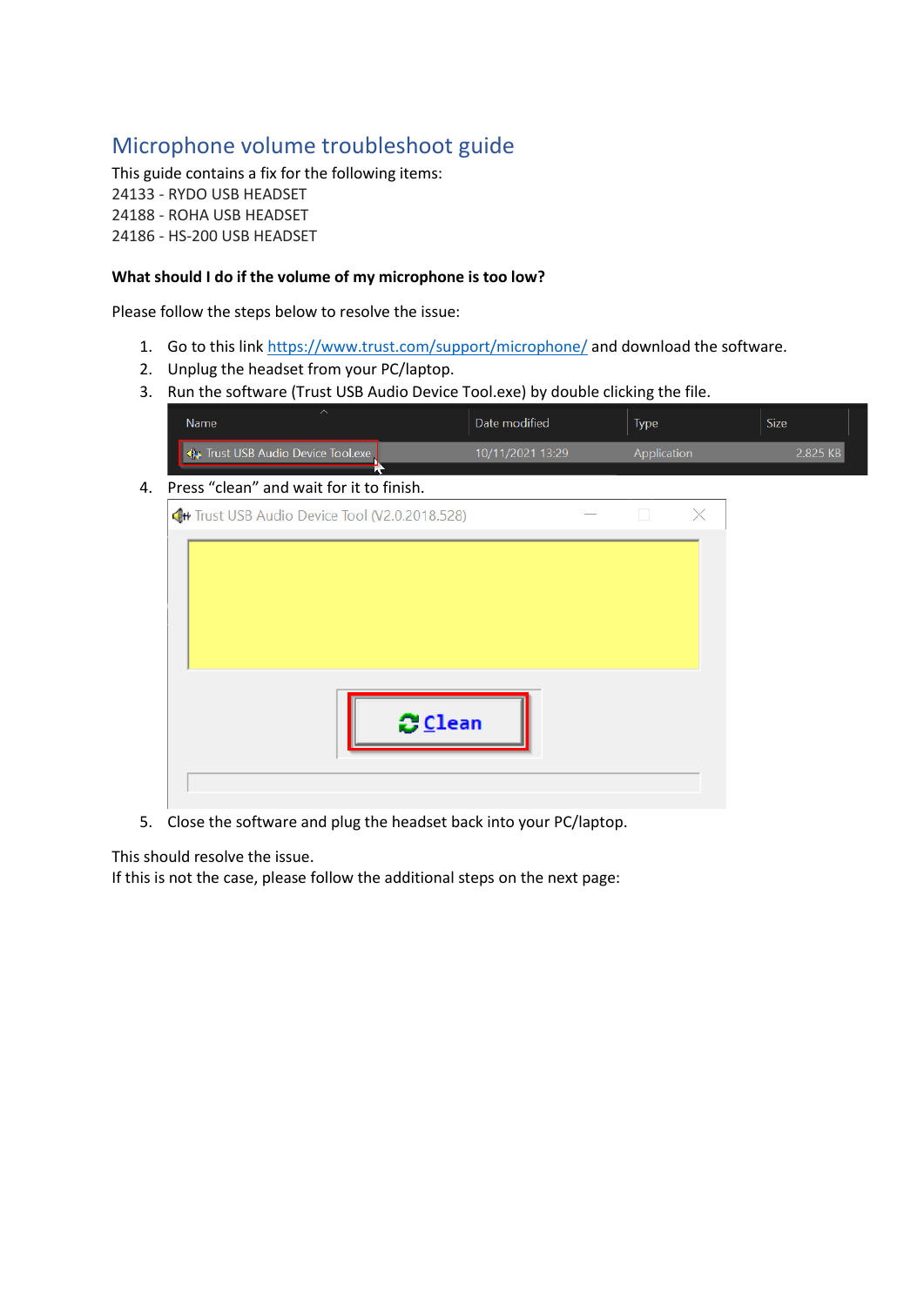# Microphone volume troubleshoot guide

This guide contains a fix for the following items:
24133 - RYDO USB HEADSET
24188 - ROHA USB HEADSET
24186 - HS-200 USB HEADSET

**What should I do if the volume of my microphone is too low?**

Please follow the steps below to resolve the issue:

1. Go to this link https://www.trust.com/support/microphone/ and download the software.
2. Unplug the headset from your PC/laptop.
3. Run the software (Trust USB Audio Device Tool.exe) by double clicking the file.
4. Press "clean" and wait for it to finish.
5. Close the software and plug the headset back into your PC/laptop.

This should resolve the issue.
If this is not the case, please follow the additional steps on the next page: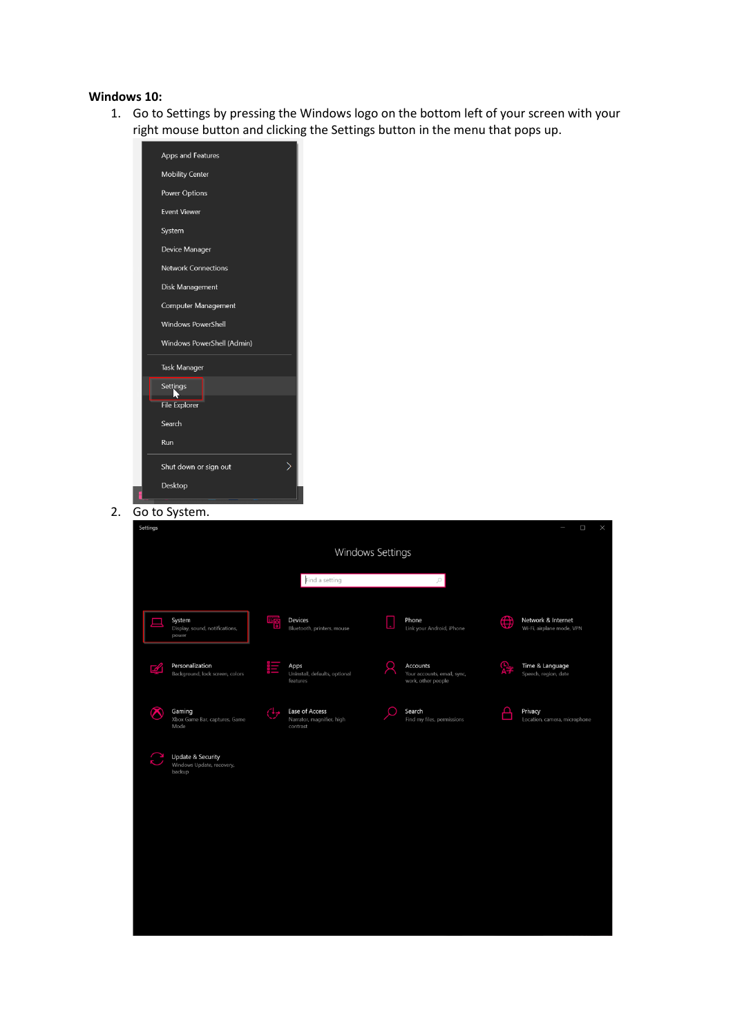**Windows 10:**

1. Go to Settings by pressing the Windows logo on the bottom left of your screen with your right mouse button and clicking the Settings button in the menu that pops up.
2. Go to System.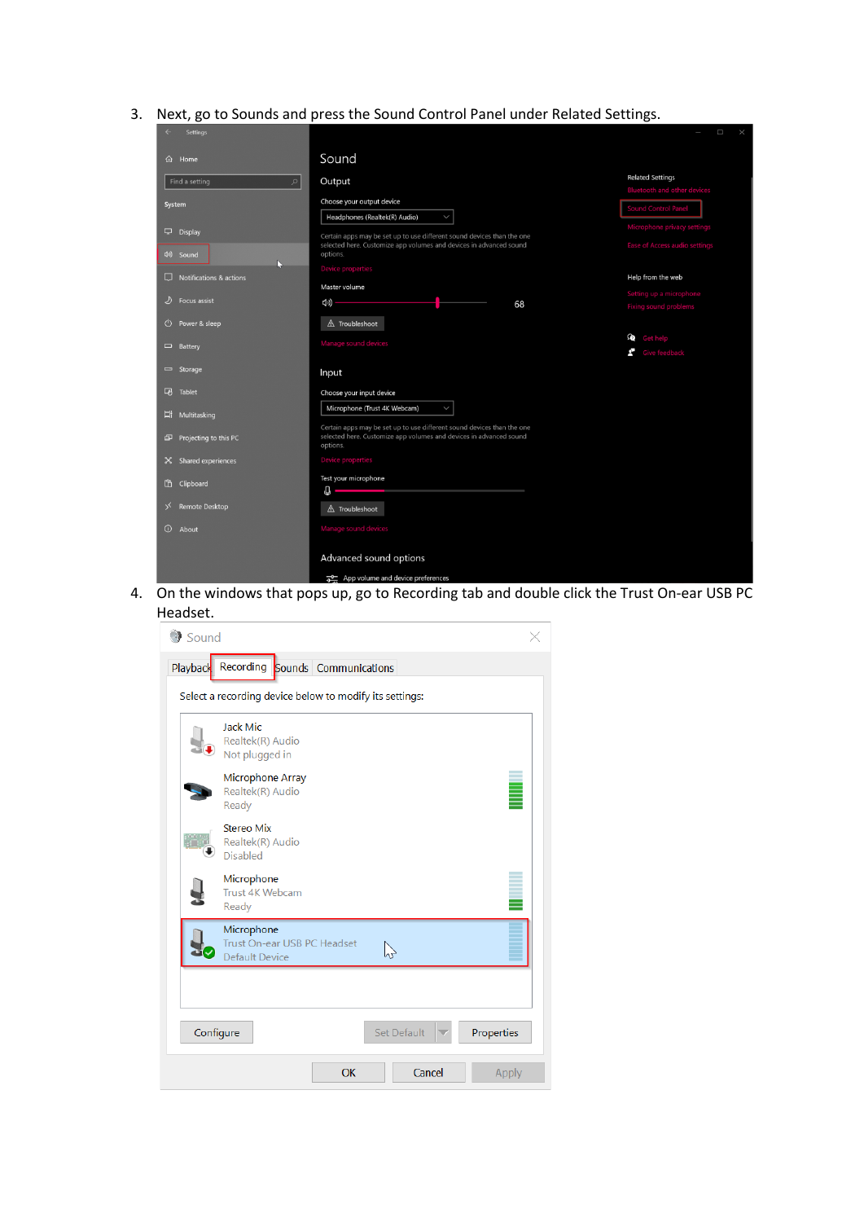3. Next, go to Sounds and press the Sound Control Panel under Related Settings.

4. On the windows that pops up, go to Recording tab and double click the Trust On-ear USB PC Headset.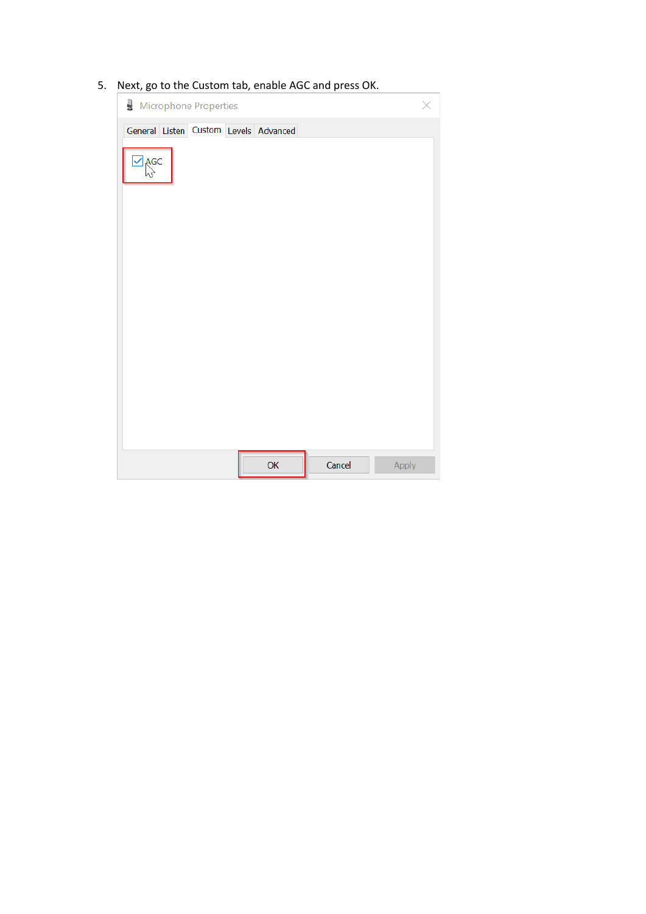5. Next, go to the Custom tab, enable AGC and press OK.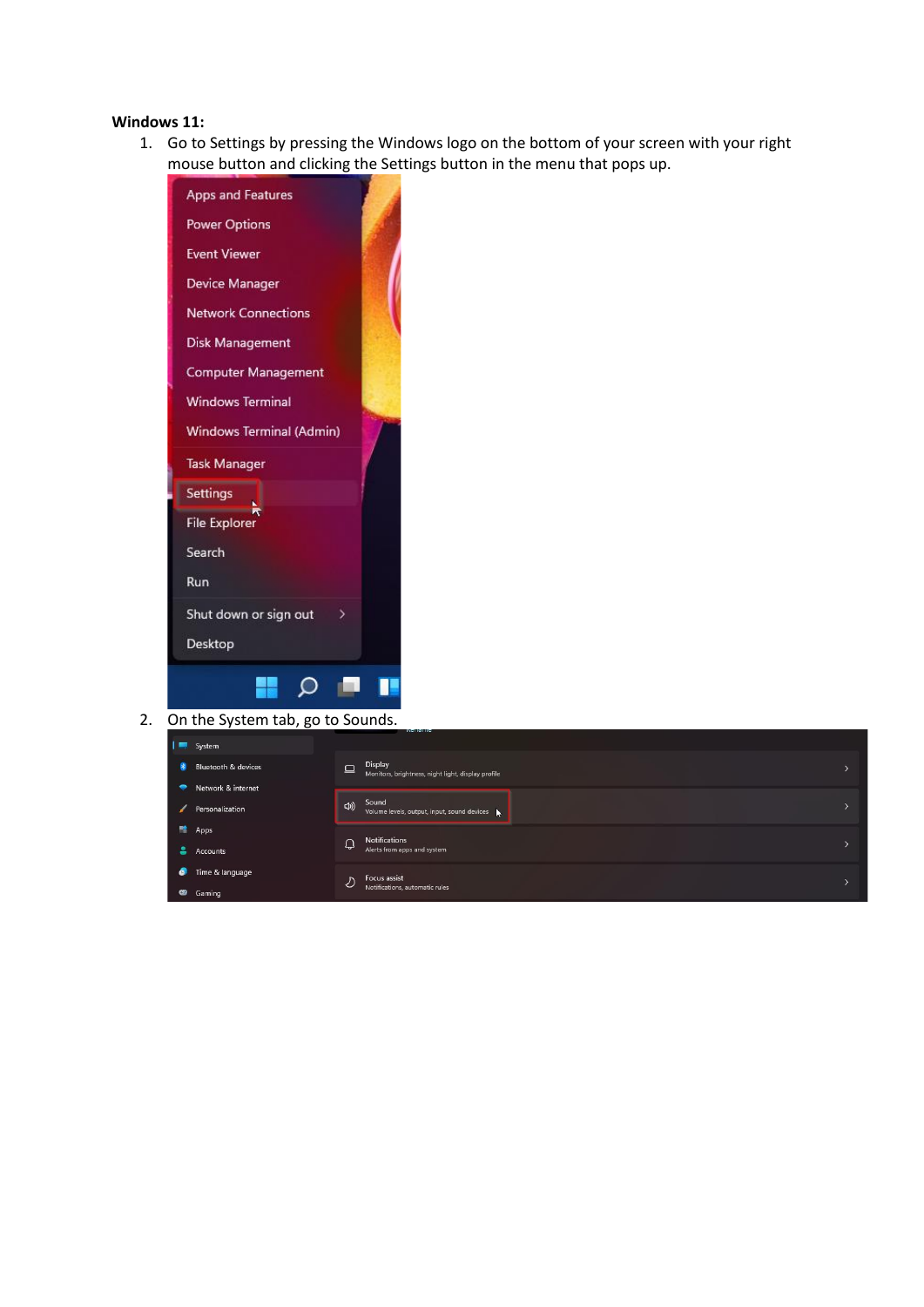**Windows 11:**

1. Go to Settings by pressing the Windows logo on the bottom of your screen with your right mouse button and clicking the Settings button in the menu that pops up.
2. On the System tab, go to Sounds.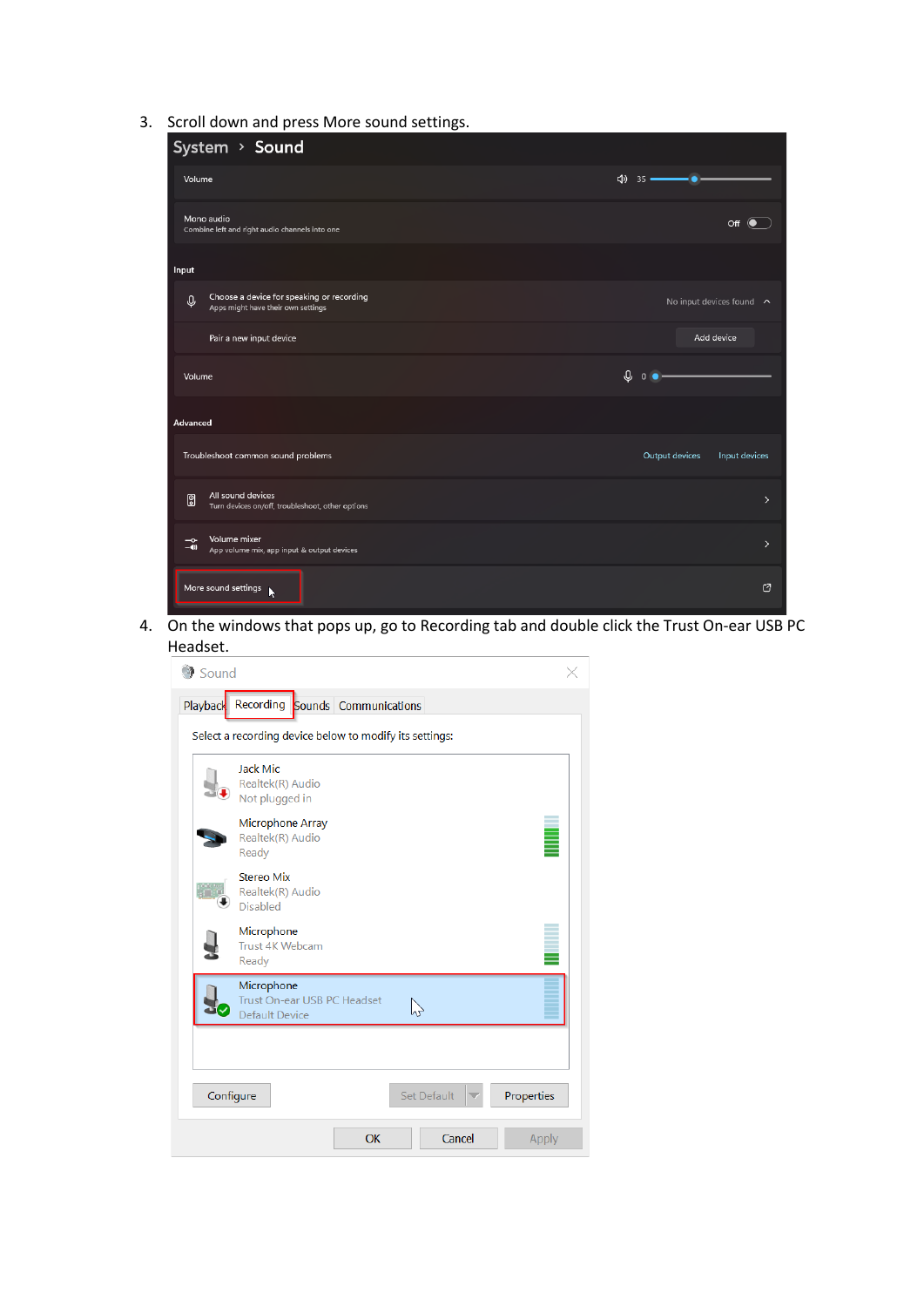3. Scroll down and press More sound settings.

4. On the windows that pops up, go to Recording tab and double click the Trust On-ear USB PC Headset.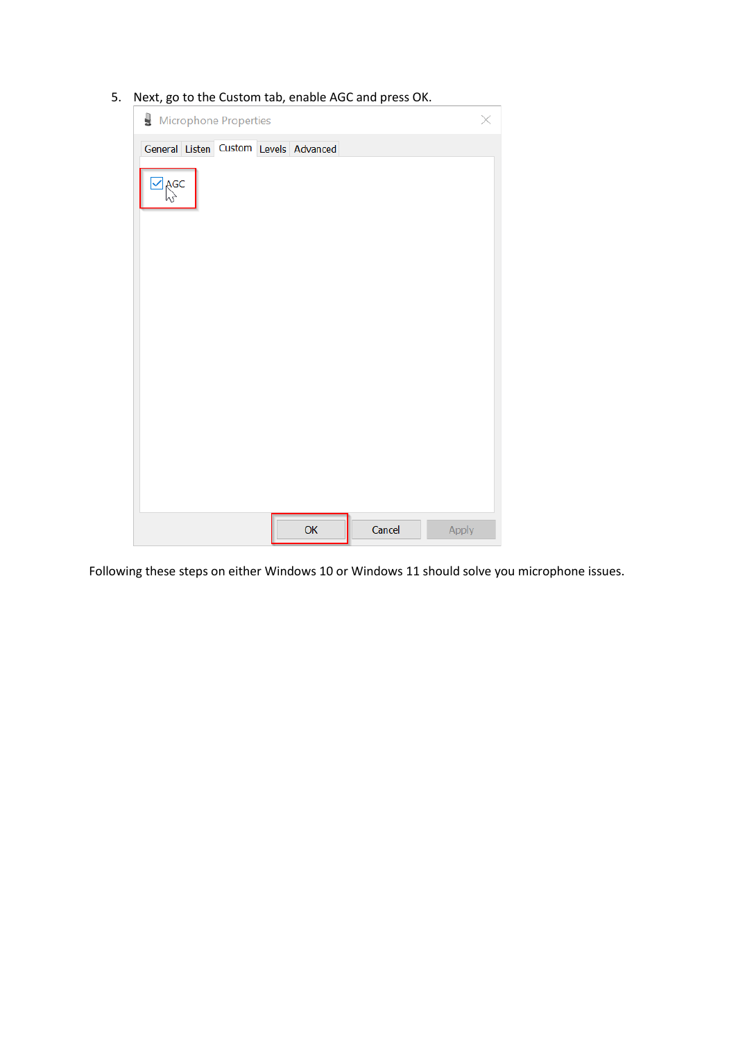5. Next, go to the Custom tab, enable AGC and press OK.

Following these steps on either Windows 10 or Windows 11 should solve you microphone issues.